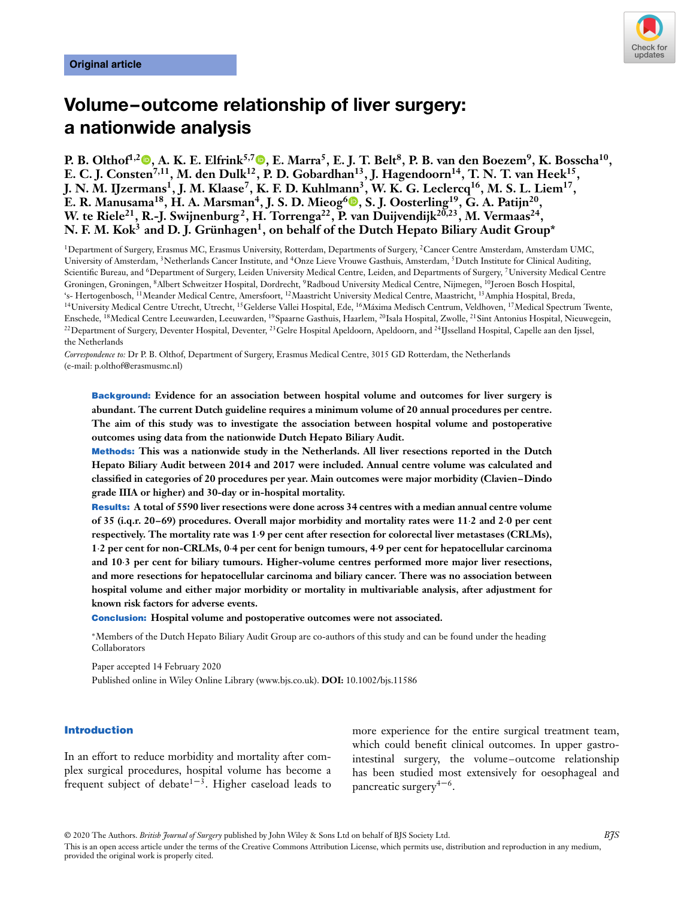Original article

# Volume–outcome relationship of liver surgery: a nationwide analysis

**P. B. Olthof[1,2], A. K. E. Elfrink[5,7], E. Marra[5], E. J. T. Belt[8], P. B. van den Boezem[9], K. Bosscha[10], E. C. J. Consten[7,11], M. den Dulk[12], P. D. Gobardhan[13], J. Hagendoorn[14], T. N. T. van Heek[15], J. N. M. IJzermans[1], J. M. Klaase[7], K. F. D. Kuhlmann[3], W. K. G. Leclercq[16], M. S. L. Liem[17], E. R. Manusama[18], H. A. Marsman[4], J. S. D. Mieog[6], S. J. Oosterling[19], G. A. Patijn[20], W. te Riele[21], R.-J. Swijnenburg[2], H. Torrenga[22], P. van Duijvendijk[20,23], M. Vermaas[24], N. F. M. Kok[3] and D. J. Grünhagen[1], on behalf of the Dutch Hepato Biliary Audit Group***

[1]Department of Surgery, Erasmus MC, Erasmus University, Rotterdam, Departments of Surgery, [2]Cancer Centre Amsterdam, Amsterdam UMC, University of Amsterdam, [3]Netherlands Cancer Institute, and [4]Onze Lieve Vrouwe Gasthuis, Amsterdam, [5]Dutch Institute for Clinical Auditing, Scientific Bureau, and [6]Department of Surgery, Leiden University Medical Centre, Leiden, and Departments of Surgery, [7]University Medical Centre Groningen, Groningen, [8]Albert Schweitzer Hospital, Dordrecht, [9]Radboud University Medical Centre, Nijmegen, [10]Jeroen Bosch Hospital, 's- Hertogenbosch, [11]Meander Medical Centre, Amersfoort, [12]Maastricht University Medical Centre, Maastricht, [13]Amphia Hospital, Breda, [14]University Medical Centre Utrecht, Utrecht, [15]Gelderse Vallei Hospital, Ede, [16]Máxima Medisch Centrum, Veldhoven, [17]Medical Spectrum Twente, Enschede, [18]Medical Centre Leeuwarden, Leeuwarden, [19]Spaarne Gasthuis, Haarlem, [20]Isala Hospital, Zwolle, [21]Sint Antonius Hospital, Nieuwegein, [22]Department of Surgery, Deventer Hospital, Deventer, [23]Gelre Hospital Apeldoorn, Apeldoorn, and [24]IJsselland Hospital, Capelle aan den Ijssel, the Netherlands

*Correspondence to:* Dr P. B. Olthof, Department of Surgery, Erasmus Medical Centre, 3015 GD Rotterdam, the Netherlands (e-mail: p.olthof@erasmusmc.nl)

**Background:** Evidence for an association between hospital volume and outcomes for liver surgery is abundant. The current Dutch guideline requires a minimum volume of 20 annual procedures per centre. The aim of this study was to investigate the association between hospital volume and postoperative outcomes using data from the nationwide Dutch Hepato Biliary Audit.

**Methods:** This was a nationwide study in the Netherlands. All liver resections reported in the Dutch Hepato Biliary Audit between 2014 and 2017 were included. Annual centre volume was calculated and classified in categories of 20 procedures per year. Main outcomes were major morbidity (Clavien–Dindo grade IIIA or higher) and 30-day or in-hospital mortality.

**Results:** A total of 5590 liver resections were done across 34 centres with a median annual centre volume of 35 (i.q.r. 20–69) procedures. Overall major morbidity and mortality rates were 11·2 and 2·0 per cent respectively. The mortality rate was 1·9 per cent after resection for colorectal liver metastases (CRLMs), 1·2 per cent for non-CRLMs, 0·4 per cent for benign tumours, 4·9 per cent for hepatocellular carcinoma and 10·3 per cent for biliary tumours. Higher-volume centres performed more major liver resections, and more resections for hepatocellular carcinoma and biliary cancer. There was no association between hospital volume and either major morbidity or mortality in multivariable analysis, after adjustment for known risk factors for adverse events.

**Conclusion:** Hospital volume and postoperative outcomes were not associated.

*Members of the Dutch Hepato Biliary Audit Group are co-authors of this study and can be found under the heading Collaborators

Paper accepted 14 February 2020

Published online in Wiley Online Library (www.bjs.co.uk). **DOI:** 10.1002/bjs.11586

## Introduction

In an effort to reduce morbidity and mortality after complex surgical procedures, hospital volume has become a frequent subject of debate[1–3]. Higher caseload leads to more experience for the entire surgical treatment team, which could benefit clinical outcomes. In upper gastrointestinal surgery, the volume–outcome relationship has been studied most extensively for oesophageal and pancreatic surgery[4–6].

© 2020 The Authors. *British Journal of Surgery* published by John Wiley & Sons Ltd on behalf of BJS Society Ltd. This is an open access article under the terms of the Creative Commons Attribution License, which permits use, distribution and reproduction in any medium, provided the original work is properly cited.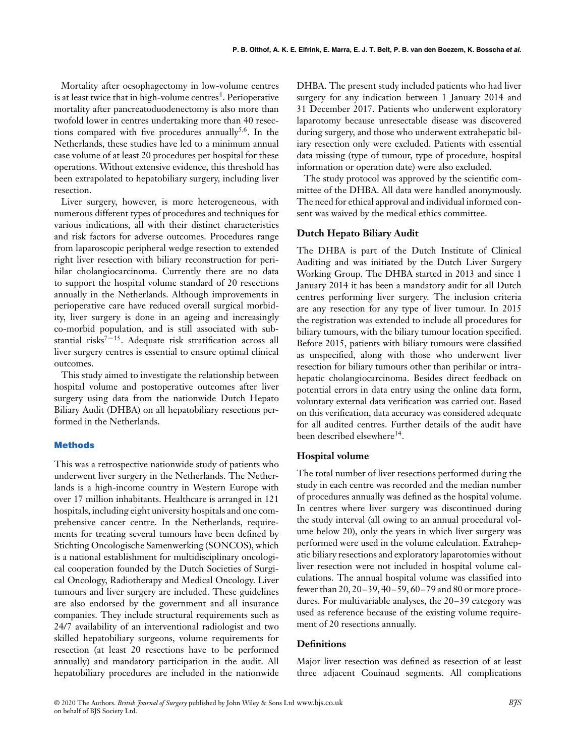Mortality after oesophagectomy in low-volume centres is at least twice that in high-volume centres[4]. Perioperative mortality after pancreatoduodenectomy is also more than twofold lower in centres undertaking more than 40 resections compared with five procedures annually[5,6]. In the Netherlands, these studies have led to a minimum annual case volume of at least 20 procedures per hospital for these operations. Without extensive evidence, this threshold has been extrapolated to hepatobiliary surgery, including liver resection.

Liver surgery, however, is more heterogeneous, with numerous different types of procedures and techniques for various indications, all with their distinct characteristics and risk factors for adverse outcomes. Procedures range from laparoscopic peripheral wedge resection to extended right liver resection with biliary reconstruction for perihilar cholangiocarcinoma. Currently there are no data to support the hospital volume standard of 20 resections annually in the Netherlands. Although improvements in perioperative care have reduced overall surgical morbidity, liver surgery is done in an ageing and increasingly co-morbid population, and is still associated with substantial risks[7–15]. Adequate risk stratification across all liver surgery centres is essential to ensure optimal clinical outcomes.

This study aimed to investigate the relationship between hospital volume and postoperative outcomes after liver surgery using data from the nationwide Dutch Hepato Biliary Audit (DHBA) on all hepatobiliary resections performed in the Netherlands.

## Methods

This was a retrospective nationwide study of patients who underwent liver surgery in the Netherlands. The Netherlands is a high-income country in Western Europe with over 17 million inhabitants. Healthcare is arranged in 121 hospitals, including eight university hospitals and one comprehensive cancer centre. In the Netherlands, requirements for treating several tumours have been defined by Stichting Oncologische Samenwerking (SONCOS), which is a national establishment for multidisciplinary oncological cooperation founded by the Dutch Societies of Surgical Oncology, Radiotherapy and Medical Oncology. Liver tumours and liver surgery are included. These guidelines are also endorsed by the government and all insurance companies. They include structural requirements such as 24/7 availability of an interventional radiologist and two skilled hepatobiliary surgeons, volume requirements for resection (at least 20 resections have to be performed annually) and mandatory participation in the audit. All hepatobiliary procedures are included in the nationwide DHBA. The present study included patients who had liver surgery for any indication between 1 January 2014 and 31 December 2017. Patients who underwent exploratory laparotomy because unresectable disease was discovered during surgery, and those who underwent extrahepatic biliary resection only were excluded. Patients with essential data missing (type of tumour, type of procedure, hospital information or operation date) were also excluded.

The study protocol was approved by the scientific committee of the DHBA. All data were handled anonymously. The need for ethical approval and individual informed consent was waived by the medical ethics committee.

### Dutch Hepato Biliary Audit

The DHBA is part of the Dutch Institute of Clinical Auditing and was initiated by the Dutch Liver Surgery Working Group. The DHBA started in 2013 and since 1 January 2014 it has been a mandatory audit for all Dutch centres performing liver surgery. The inclusion criteria are any resection for any type of liver tumour. In 2015 the registration was extended to include all procedures for biliary tumours, with the biliary tumour location specified. Before 2015, patients with biliary tumours were classified as unspecified, along with those who underwent liver resection for biliary tumours other than perihilar or intrahepatic cholangiocarcinoma. Besides direct feedback on potential errors in data entry using the online data form, voluntary external data verification was carried out. Based on this verification, data accuracy was considered adequate for all audited centres. Further details of the audit have been described elsewhere[14].

### Hospital volume

The total number of liver resections performed during the study in each centre was recorded and the median number of procedures annually was defined as the hospital volume. In centres where liver surgery was discontinued during the study interval (all owing to an annual procedural volume below 20), only the years in which liver surgery was performed were used in the volume calculation. Extrahepatic biliary resections and exploratory laparotomies without liver resection were not included in hospital volume calculations. The annual hospital volume was classified into fewer than 20, 20–39, 40–59, 60–79 and 80 or more procedures. For multivariable analyses, the 20–39 category was used as reference because of the existing volume requirement of 20 resections annually.

### Definitions

Major liver resection was defined as resection of at least three adjacent Couinaud segments. All complications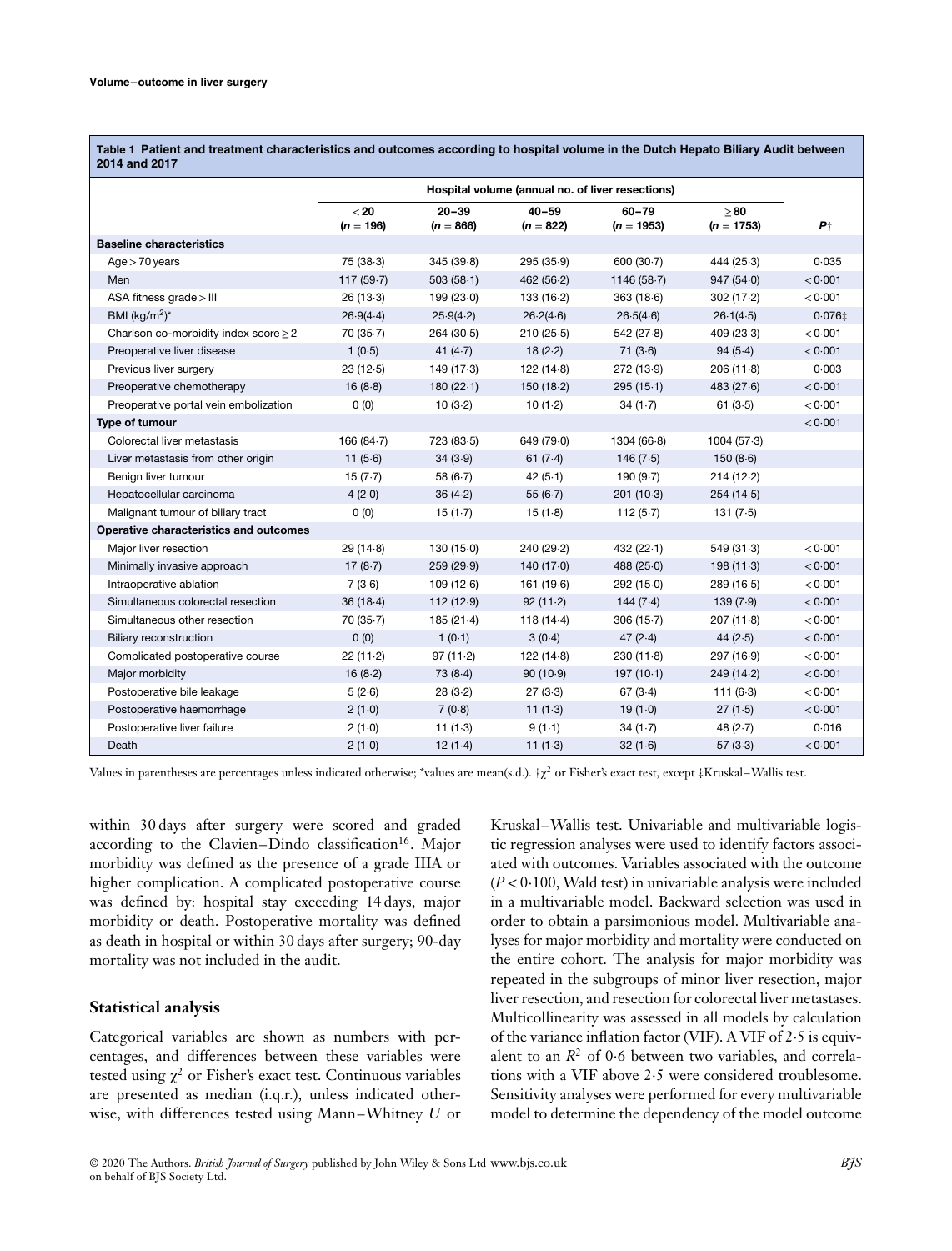**Table 1** Patient and treatment characteristics and outcomes according to hospital volume in the Dutch Hepato Biliary Audit between 2014 and 2017

| | Hospital volume (annual no. of liver resections) | | | | | |
|---|---|---|---|---|---|---|
| | < 20 (*n* = 196) | 20–39 (*n* = 866) | 40–59 (*n* = 822) | 60–79 (*n* = 1953) | ≥ 80 (*n* = 1753) | *P*† |
| **Baseline characteristics** | | | | | | |
| Age > 70 years | 75 (38·3) | 345 (39·8) | 295 (35·9) | 600 (30·7) | 444 (25·3) | 0·035 |
| Men | 117 (59·7) | 503 (58·1) | 462 (56·2) | 1146 (58·7) | 947 (54·0) | < 0·001 |
| ASA fitness grade > III | 26 (13·3) | 199 (23·0) | 133 (16·2) | 363 (18·6) | 302 (17·2) | < 0·001 |
| BMI (kg/m$^2$)* | 26·9(4·4) | 25·9(4·2) | 26·2(4·6) | 26·5(4·6) | 26·1(4·5) | 0·076‡ |
| Charlson co-morbidity index score ≥ 2 | 70 (35·7) | 264 (30·5) | 210 (25·5) | 542 (27·8) | 409 (23·3) | < 0·001 |
| Preoperative liver disease | 1 (0·5) | 41 (4·7) | 18 (2·2) | 71 (3·6) | 94 (5·4) | < 0·001 |
| Previous liver surgery | 23 (12·5) | 149 (17·3) | 122 (14·8) | 272 (13·9) | 206 (11·8) | 0·003 |
| Preoperative chemotherapy | 16 (8·8) | 180 (22·1) | 150 (18·2) | 295 (15·1) | 483 (27·6) | < 0·001 |
| Preoperative portal vein embolization | 0 (0) | 10 (3·2) | 10 (1·2) | 34 (1·7) | 61 (3·5) | < 0·001 |
| **Type of tumour** | | | | | | < 0·001 |
| Colorectal liver metastasis | 166 (84·7) | 723 (83·5) | 649 (79·0) | 1304 (66·8) | 1004 (57·3) | |
| Liver metastasis from other origin | 11 (5·6) | 34 (3·9) | 61 (7·4) | 146 (7·5) | 150 (8·6) | |
| Benign liver tumour | 15 (7·7) | 58 (6·7) | 42 (5·1) | 190 (9·7) | 214 (12·2) | |
| Hepatocellular carcinoma | 4 (2·0) | 36 (4·2) | 55 (6·7) | 201 (10·3) | 254 (14·5) | |
| Malignant tumour of biliary tract | 0 (0) | 15 (1·7) | 15 (1·8) | 112 (5·7) | 131 (7·5) | |
| **Operative characteristics and outcomes** | | | | | | |
| Major liver resection | 29 (14·8) | 130 (15·0) | 240 (29·2) | 432 (22·1) | 549 (31·3) | < 0·001 |
| Minimally invasive approach | 17 (8·7) | 259 (29·9) | 140 (17·0) | 488 (25·0) | 198 (11·3) | < 0·001 |
| Intraoperative ablation | 7 (3·6) | 109 (12·6) | 161 (19·6) | 292 (15·0) | 289 (16·5) | < 0·001 |
| Simultaneous colorectal resection | 36 (18·4) | 112 (12·9) | 92 (11·2) | 144 (7·4) | 139 (7·9) | < 0·001 |
| Simultaneous other resection | 70 (35·7) | 185 (21·4) | 118 (14·4) | 306 (15·7) | 207 (11·8) | < 0·001 |
| Biliary reconstruction | 0 (0) | 1 (0·1) | 3 (0·4) | 47 (2·4) | 44 (2·5) | < 0·001 |
| Complicated postoperative course | 22 (11·2) | 97 (11·2) | 122 (14·8) | 230 (11·8) | 297 (16·9) | < 0·001 |
| Major morbidity | 16 (8·2) | 73 (8·4) | 90 (10·9) | 197 (10·1) | 249 (14·2) | < 0·001 |
| Postoperative bile leakage | 5 (2·6) | 28 (3·2) | 27 (3·3) | 67 (3·4) | 111 (6·3) | < 0·001 |
| Postoperative haemorrhage | 2 (1·0) | 7 (0·8) | 11 (1·3) | 19 (1·0) | 27 (1·5) | < 0·001 |
| Postoperative liver failure | 2 (1·0) | 11 (1·3) | 9 (1·1) | 34 (1·7) | 48 (2·7) | 0·016 |
| Death | 2 (1·0) | 12 (1·4) | 11 (1·3) | 32 (1·6) | 57 (3·3) | < 0·001 |

Values in parentheses are percentages unless indicated otherwise; *values are mean(s.d.). †$\chi^2$ or Fisher's exact test, except ‡Kruskal–Wallis test.

within 30 days after surgery were scored and graded according to the Clavien–Dindo classification[16]. Major morbidity was defined as the presence of a grade IIIA or higher complication. A complicated postoperative course was defined by: hospital stay exceeding 14 days, major morbidity or death. Postoperative mortality was defined as death in hospital or within 30 days after surgery; 90-day mortality was not included in the audit.

### Statistical analysis

Categorical variables are shown as numbers with percentages, and differences between these variables were tested using $\chi^2$ or Fisher's exact test. Continuous variables are presented as median (i.q.r.), unless indicated otherwise, with differences tested using Mann–Whitney *U* or Kruskal–Wallis test. Univariable and multivariable logistic regression analyses were used to identify factors associated with outcomes. Variables associated with the outcome ($P < 0{\cdot}100$, Wald test) in univariable analysis were included in a multivariable model. Backward selection was used in order to obtain a parsimonious model. Multivariable analyses for major morbidity and mortality were conducted on the entire cohort. The analysis for major morbidity was repeated in the subgroups of minor liver resection, major liver resection, and resection for colorectal liver metastases. Multicollinearity was assessed in all models by calculation of the variance inflation factor (VIF). A VIF of 2·5 is equivalent to an $R^2$ of 0·6 between two variables, and correlations with a VIF above 2·5 were considered troublesome. Sensitivity analyses were performed for every multivariable model to determine the dependency of the model outcome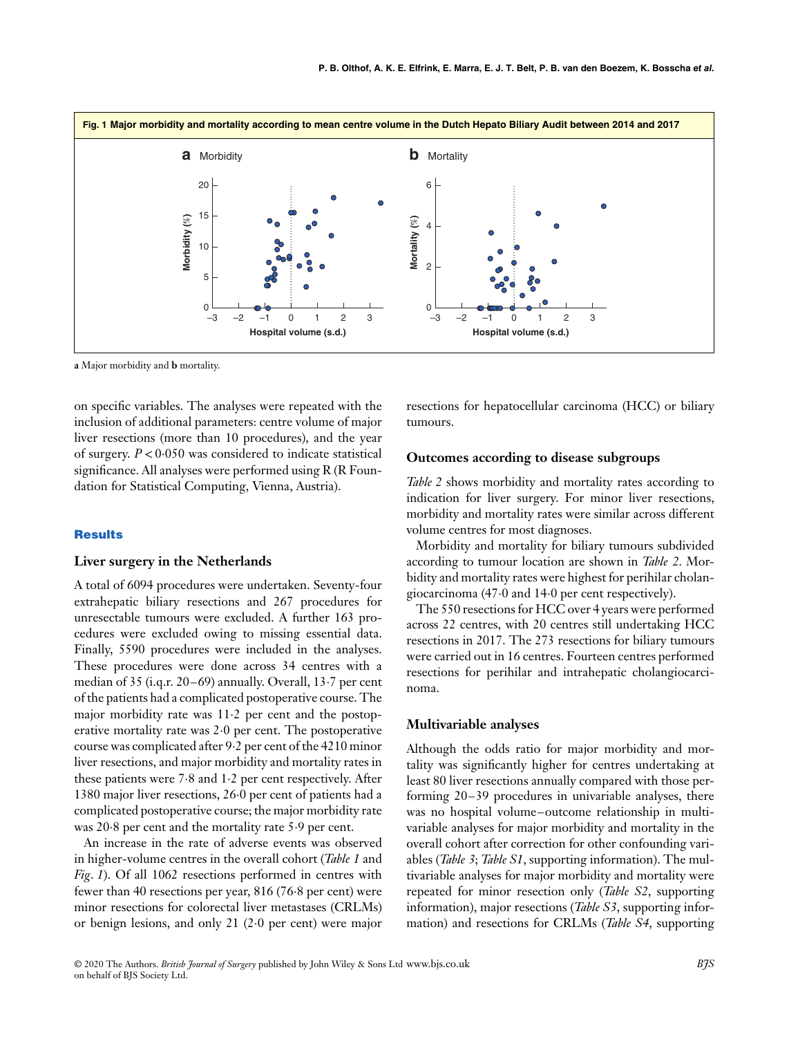**Fig. 1 Major morbidity and mortality according to mean centre volume in the Dutch Hepato Biliary Audit between 2014 and 2017**

**a** Major morbidity and **b** mortality.

on specific variables. The analyses were repeated with the inclusion of additional parameters: centre volume of major liver resections (more than 10 procedures), and the year of surgery. $P < 0{\cdot}050$ was considered to indicate statistical significance. All analyses were performed using R (R Foundation for Statistical Computing, Vienna, Austria).

## Results

### Liver surgery in the Netherlands

A total of 6094 procedures were undertaken. Seventy-four extrahepatic biliary resections and 267 procedures for unresectable tumours were excluded. A further 163 procedures were excluded owing to missing essential data. Finally, 5590 procedures were included in the analyses. These procedures were done across 34 centres with a median of 35 (i.q.r. 20–69) annually. Overall, 13·7 per cent of the patients had a complicated postoperative course. The major morbidity rate was 11·2 per cent and the postoperative mortality rate was 2·0 per cent. The postoperative course was complicated after 9·2 per cent of the 4210 minor liver resections, and major morbidity and mortality rates in these patients were 7·8 and 1·2 per cent respectively. After 1380 major liver resections, 26·0 per cent of patients had a complicated postoperative course; the major morbidity rate was 20·8 per cent and the mortality rate 5·9 per cent.

An increase in the rate of adverse events was observed in higher-volume centres in the overall cohort (*Table 1* and *Fig. 1*). Of all 1062 resections performed in centres with fewer than 40 resections per year, 816 (76·8 per cent) were minor resections for colorectal liver metastases (CRLMs) or benign lesions, and only 21 (2·0 per cent) were major resections for hepatocellular carcinoma (HCC) or biliary tumours.

### Outcomes according to disease subgroups

*Table 2* shows morbidity and mortality rates according to indication for liver surgery. For minor liver resections, morbidity and mortality rates were similar across different volume centres for most diagnoses.

Morbidity and mortality for biliary tumours subdivided according to tumour location are shown in *Table 2*. Morbidity and mortality rates were highest for perihilar cholangiocarcinoma (47·0 and 14·0 per cent respectively).

The 550 resections for HCC over 4 years were performed across 22 centres, with 20 centres still undertaking HCC resections in 2017. The 273 resections for biliary tumours were carried out in 16 centres. Fourteen centres performed resections for perihilar and intrahepatic cholangiocarcinoma.

### Multivariable analyses

Although the odds ratio for major morbidity and mortality was significantly higher for centres undertaking at least 80 liver resections annually compared with those performing 20–39 procedures in univariable analyses, there was no hospital volume–outcome relationship in multivariable analyses for major morbidity and mortality in the overall cohort after correction for other confounding variables (*Table 3*; *Table S1*, supporting information). The multivariable analyses for major morbidity and mortality were repeated for minor resection only (*Table S2*, supporting information), major resections (*Table S3*, supporting information) and resections for CRLMs (*Table S4*, supporting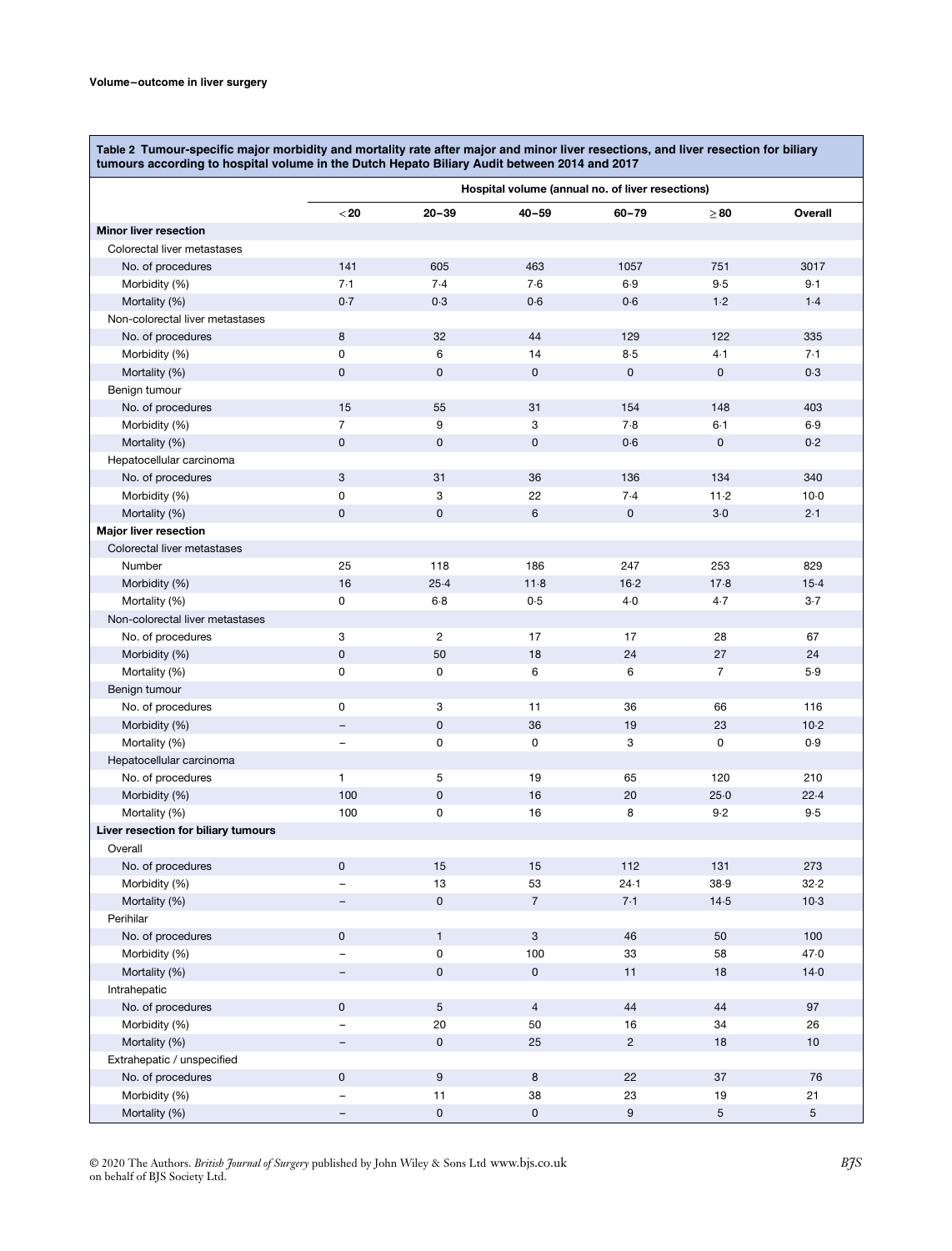**Table 2** Tumour-specific major morbidity and mortality rate after major and minor liver resections, and liver resection for biliary tumours according to hospital volume in the Dutch Hepato Biliary Audit between 2014 and 2017

| | Hospital volume (annual no. of liver resections) | | | | | |
|---|---|---|---|---|---|---|
| | < 20 | 20–39 | 40–59 | 60–79 | ≥ 80 | Overall |
| **Minor liver resection** | | | | | | |
| Colorectal liver metastases | | | | | | |
| No. of procedures | 141 | 605 | 463 | 1057 | 751 | 3017 |
| Morbidity (%) | 7·1 | 7·4 | 7·6 | 6·9 | 9·5 | 9·1 |
| Mortality (%) | 0·7 | 0·3 | 0·6 | 0·6 | 1·2 | 1·4 |
| Non-colorectal liver metastases | | | | | | |
| No. of procedures | 8 | 32 | 44 | 129 | 122 | 335 |
| Morbidity (%) | 0 | 6 | 14 | 8·5 | 4·1 | 7·1 |
| Mortality (%) | 0 | 0 | 0 | 0 | 0 | 0·3 |
| Benign tumour | | | | | | |
| No. of procedures | 15 | 55 | 31 | 154 | 148 | 403 |
| Morbidity (%) | 7 | 9 | 3 | 7·8 | 6·1 | 6·9 |
| Mortality (%) | 0 | 0 | 0 | 0·6 | 0 | 0·2 |
| Hepatocellular carcinoma | | | | | | |
| No. of procedures | 3 | 31 | 36 | 136 | 134 | 340 |
| Morbidity (%) | 0 | 3 | 22 | 7·4 | 11·2 | 10·0 |
| Mortality (%) | 0 | 0 | 6 | 0 | 3·0 | 2·1 |
| **Major liver resection** | | | | | | |
| Colorectal liver metastases | | | | | | |
| Number | 25 | 118 | 186 | 247 | 253 | 829 |
| Morbidity (%) | 16 | 25·4 | 11·8 | 16·2 | 17·8 | 15·4 |
| Mortality (%) | 0 | 6·8 | 0·5 | 4·0 | 4·7 | 3·7 |
| Non-colorectal liver metastases | | | | | | |
| No. of procedures | 3 | 2 | 17 | 17 | 28 | 67 |
| Morbidity (%) | 0 | 50 | 18 | 24 | 27 | 24 |
| Mortality (%) | 0 | 0 | 6 | 6 | 7 | 5·9 |
| Benign tumour | | | | | | |
| No. of procedures | 0 | 3 | 11 | 36 | 66 | 116 |
| Morbidity (%) | – | 0 | 36 | 19 | 23 | 10·2 |
| Mortality (%) | – | 0 | 0 | 3 | 0 | 0·9 |
| Hepatocellular carcinoma | | | | | | |
| No. of procedures | 1 | 5 | 19 | 65 | 120 | 210 |
| Morbidity (%) | 100 | 0 | 16 | 20 | 25·0 | 22·4 |
| Mortality (%) | 100 | 0 | 16 | 8 | 9·2 | 9·5 |
| **Liver resection for biliary tumours** | | | | | | |
| Overall | | | | | | |
| No. of procedures | 0 | 15 | 15 | 112 | 131 | 273 |
| Morbidity (%) | – | 13 | 53 | 24·1 | 38·9 | 32·2 |
| Mortality (%) | – | 0 | 7 | 7·1 | 14·5 | 10·3 |
| Perihilar | | | | | | |
| No. of procedures | 0 | 1 | 3 | 46 | 50 | 100 |
| Morbidity (%) | – | 0 | 100 | 33 | 58 | 47·0 |
| Mortality (%) | – | 0 | 0 | 11 | 18 | 14·0 |
| Intrahepatic | | | | | | |
| No. of procedures | 0 | 5 | 4 | 44 | 44 | 97 |
| Morbidity (%) | – | 20 | 50 | 16 | 34 | 26 |
| Mortality (%) | – | 0 | 25 | 2 | 18 | 10 |
| Extrahepatic / unspecified | | | | | | |
| No. of procedures | 0 | 9 | 8 | 22 | 37 | 76 |
| Morbidity (%) | – | 11 | 38 | 23 | 19 | 21 |
| Mortality (%) | – | 0 | 0 | 9 | 5 | 5 |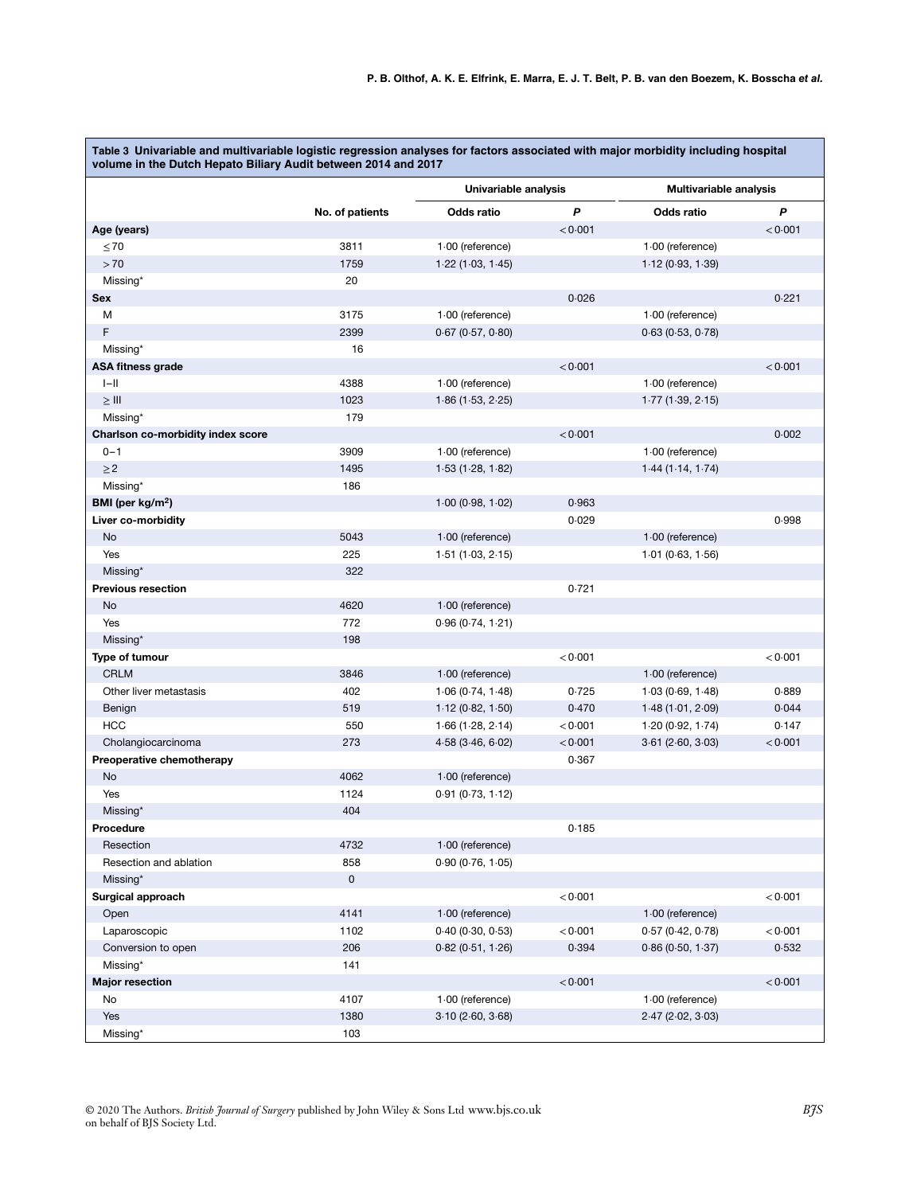**Table 3 Univariable and multivariable logistic regression analyses for factors associated with major morbidity including hospital volume in the Dutch Hepato Biliary Audit between 2014 and 2017**

| | No. of patients | Univariable analysis | | Multivariable analysis | |
|---|---|---|---|---|---|
| | | Odds ratio | *P* | Odds ratio | *P* |
| **Age (years)** | | | < 0·001 | | < 0·001 |
| ≤ 70 | 3811 | 1·00 (reference) | | 1·00 (reference) | |
| > 70 | 1759 | 1·22 (1·03, 1·45) | | 1·12 (0·93, 1·39) | |
| Missing* | 20 | | | | |
| **Sex** | | | 0·026 | | 0·221 |
| M | 3175 | 1·00 (reference) | | 1·00 (reference) | |
| F | 2399 | 0·67 (0·57, 0·80) | | 0·63 (0·53, 0·78) | |
| Missing* | 16 | | | | |
| **ASA fitness grade** | | | < 0·001 | | < 0·001 |
| I–II | 4388 | 1·00 (reference) | | 1·00 (reference) | |
| ≥ III | 1023 | 1·86 (1·53, 2·25) | | 1·77 (1·39, 2·15) | |
| Missing* | 179 | | | | |
| **Charlson co-morbidity index score** | | | < 0·001 | | 0·002 |
| 0–1 | 3909 | 1·00 (reference) | | 1·00 (reference) | |
| ≥ 2 | 1495 | 1·53 (1·28, 1·82) | | 1·44 (1·14, 1·74) | |
| Missing* | 186 | | | | |
| **BMI (per kg/m²)** | | 1·00 (0·98, 1·02) | 0·963 | | |
| **Liver co-morbidity** | | | 0·029 | | 0·998 |
| No | 5043 | 1·00 (reference) | | 1·00 (reference) | |
| Yes | 225 | 1·51 (1·03, 2·15) | | 1·01 (0·63, 1·56) | |
| Missing* | 322 | | | | |
| **Previous resection** | | | 0·721 | | |
| No | 4620 | 1·00 (reference) | | | |
| Yes | 772 | 0·96 (0·74, 1·21) | | | |
| Missing* | 198 | | | | |
| **Type of tumour** | | | < 0·001 | | < 0·001 |
| CRLM | 3846 | 1·00 (reference) | | 1·00 (reference) | |
| Other liver metastasis | 402 | 1·06 (0·74, 1·48) | 0·725 | 1·03 (0·69, 1·48) | 0·889 |
| Benign | 519 | 1·12 (0·82, 1·50) | 0·470 | 1·48 (1·01, 2·09) | 0·044 |
| HCC | 550 | 1·66 (1·28, 2·14) | < 0·001 | 1·20 (0·92, 1·74) | 0·147 |
| Cholangiocarcinoma | 273 | 4·58 (3·46, 6·02) | < 0·001 | 3·61 (2·60, 3·03) | < 0·001 |
| **Preoperative chemotherapy** | | | 0·367 | | |
| No | 4062 | 1·00 (reference) | | | |
| Yes | 1124 | 0·91 (0·73, 1·12) | | | |
| Missing* | 404 | | | | |
| **Procedure** | | | 0·185 | | |
| Resection | 4732 | 1·00 (reference) | | | |
| Resection and ablation | 858 | 0·90 (0·76, 1·05) | | | |
| Missing* | 0 | | | | |
| **Surgical approach** | | | < 0·001 | | < 0·001 |
| Open | 4141 | 1·00 (reference) | | 1·00 (reference) | |
| Laparoscopic | 1102 | 0·40 (0·30, 0·53) | < 0·001 | 0·57 (0·42, 0·78) | < 0·001 |
| Conversion to open | 206 | 0·82 (0·51, 1·26) | 0·394 | 0·86 (0·50, 1·37) | 0·532 |
| Missing* | 141 | | | | |
| **Major resection** | | | < 0·001 | | < 0·001 |
| No | 4107 | 1·00 (reference) | | 1·00 (reference) | |
| Yes | 1380 | 3·10 (2·60, 3·68) | | 2·47 (2·02, 3·03) | |
| Missing* | 103 | | | | |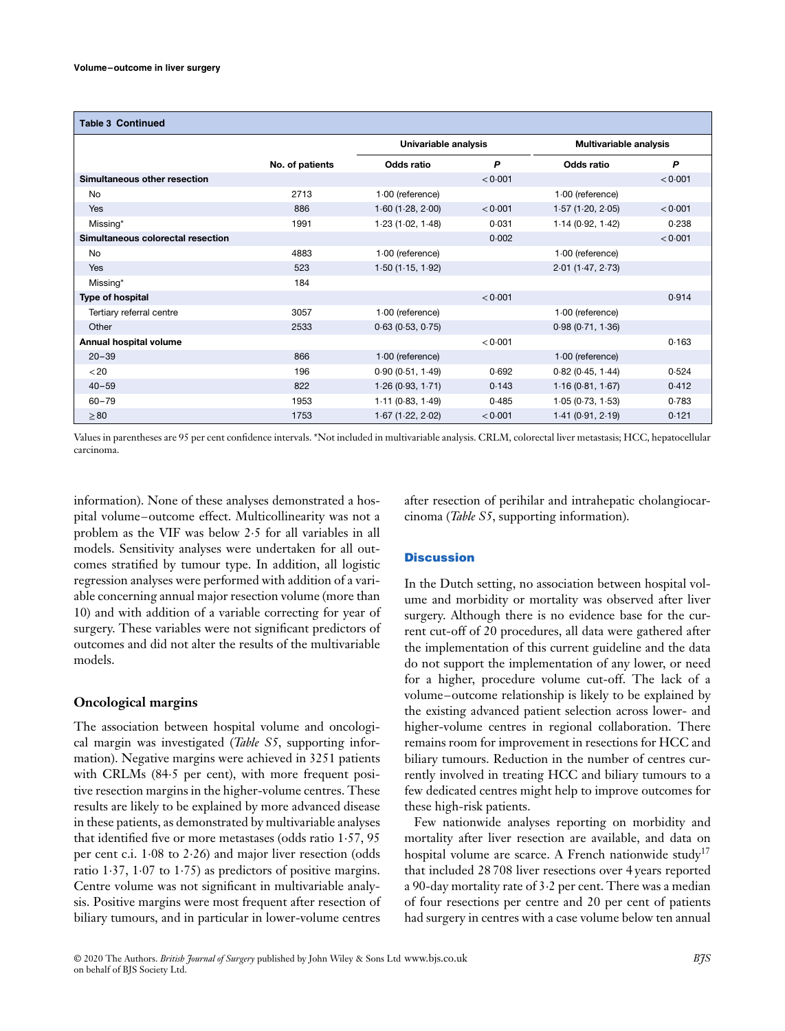**Table 3** Continued

| | No. of patients | Univariable analysis | | Multivariable analysis | |
|---|---|---|---|---|---|
| | | Odds ratio | *P* | Odds ratio | *P* |
| **Simultaneous other resection** | | | < 0·001 | | < 0·001 |
| No | 2713 | 1·00 (reference) | | 1·00 (reference) | |
| Yes | 886 | 1·60 (1·28, 2·00) | < 0·001 | 1·57 (1·20, 2·05) | < 0·001 |
| Missing* | 1991 | 1·23 (1·02, 1·48) | 0·031 | 1·14 (0·92, 1·42) | 0·238 |
| **Simultaneous colorectal resection** | | | 0·002 | | < 0·001 |
| No | 4883 | 1·00 (reference) | | 1·00 (reference) | |
| Yes | 523 | 1·50 (1·15, 1·92) | | 2·01 (1·47, 2·73) | |
| Missing* | 184 | | | | |
| **Type of hospital** | | | < 0·001 | | 0·914 |
| Tertiary referral centre | 3057 | 1·00 (reference) | | 1·00 (reference) | |
| Other | 2533 | 0·63 (0·53, 0·75) | | 0·98 (0·71, 1·36) | |
| **Annual hospital volume** | | | < 0·001 | | 0·163 |
| 20–39 | 866 | 1·00 (reference) | | 1·00 (reference) | |
| < 20 | 196 | 0·90 (0·51, 1·49) | 0·692 | 0·82 (0·45, 1·44) | 0·524 |
| 40–59 | 822 | 1·26 (0·93, 1·71) | 0·143 | 1·16 (0·81, 1·67) | 0·412 |
| 60–79 | 1953 | 1·11 (0·83, 1·49) | 0·485 | 1·05 (0·73, 1·53) | 0·783 |
| ≥ 80 | 1753 | 1·67 (1·22, 2·02) | < 0·001 | 1·41 (0·91, 2·19) | 0·121 |

Values in parentheses are 95 per cent confidence intervals. *Not included in multivariable analysis. CRLM, colorectal liver metastasis; HCC, hepatocellular carcinoma.

information). None of these analyses demonstrated a hospital volume–outcome effect. Multicollinearity was not a problem as the VIF was below 2·5 for all variables in all models. Sensitivity analyses were undertaken for all outcomes stratified by tumour type. In addition, all logistic regression analyses were performed with addition of a variable concerning annual major resection volume (more than 10) and with addition of a variable correcting for year of surgery. These variables were not significant predictors of outcomes and did not alter the results of the multivariable models.

### Oncological margins

The association between hospital volume and oncological margin was investigated (*Table S5*, supporting information). Negative margins were achieved in 3251 patients with CRLMs (84·5 per cent), with more frequent positive resection margins in the higher-volume centres. These results are likely to be explained by more advanced disease in these patients, as demonstrated by multivariable analyses that identified five or more metastases (odds ratio 1·57, 95 per cent c.i. 1·08 to 2·26) and major liver resection (odds ratio 1·37, 1·07 to 1·75) as predictors of positive margins. Centre volume was not significant in multivariable analysis. Positive margins were most frequent after resection of biliary tumours, and in particular in lower-volume centres after resection of perihilar and intrahepatic cholangiocarcinoma (*Table S5*, supporting information).

## Discussion

In the Dutch setting, no association between hospital volume and morbidity or mortality was observed after liver surgery. Although there is no evidence base for the current cut-off of 20 procedures, all data were gathered after the implementation of this current guideline and the data do not support the implementation of any lower, or need for a higher, procedure volume cut-off. The lack of a volume–outcome relationship is likely to be explained by the existing advanced patient selection across lower- and higher-volume centres in regional collaboration. There remains room for improvement in resections for HCC and biliary tumours. Reduction in the number of centres currently involved in treating HCC and biliary tumours to a few dedicated centres might help to improve outcomes for these high-risk patients.

Few nationwide analyses reporting on morbidity and mortality after liver resection are available, and data on hospital volume are scarce. A French nationwide study[17] that included 28 708 liver resections over 4 years reported a 90-day mortality rate of 3·2 per cent. There was a median of four resections per centre and 20 per cent of patients had surgery in centres with a case volume below ten annual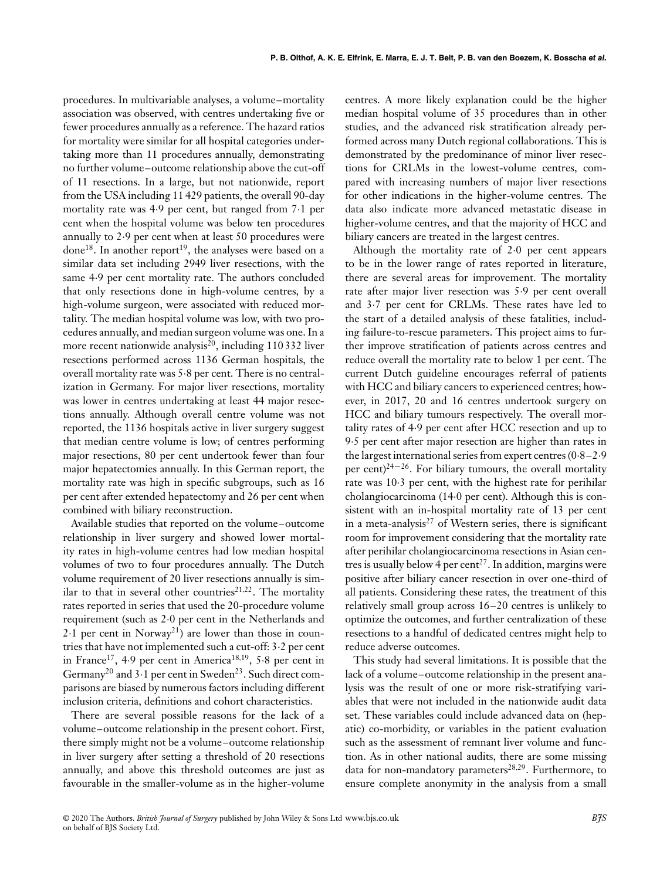procedures. In multivariable analyses, a volume–mortality association was observed, with centres undertaking five or fewer procedures annually as a reference. The hazard ratios for mortality were similar for all hospital categories undertaking more than 11 procedures annually, demonstrating no further volume–outcome relationship above the cut-off of 11 resections. In a large, but not nationwide, report from the USA including 11 429 patients, the overall 90-day mortality rate was 4·9 per cent, but ranged from 7·1 per cent when the hospital volume was below ten procedures annually to 2·9 per cent when at least 50 procedures were done[18]. In another report[19], the analyses were based on a similar data set including 2949 liver resections, with the same 4·9 per cent mortality rate. The authors concluded that only resections done in high-volume centres, by a high-volume surgeon, were associated with reduced mortality. The median hospital volume was low, with two procedures annually, and median surgeon volume was one. In a more recent nationwide analysis[20], including 110 332 liver resections performed across 1136 German hospitals, the overall mortality rate was 5·8 per cent. There is no centralization in Germany. For major liver resections, mortality was lower in centres undertaking at least 44 major resections annually. Although overall centre volume was not reported, the 1136 hospitals active in liver surgery suggest that median centre volume is low; of centres performing major resections, 80 per cent undertook fewer than four major hepatectomies annually. In this German report, the mortality rate was high in specific subgroups, such as 16 per cent after extended hepatectomy and 26 per cent when combined with biliary reconstruction.

Available studies that reported on the volume–outcome relationship in liver surgery and showed lower mortality rates in high-volume centres had low median hospital volumes of two to four procedures annually. The Dutch volume requirement of 20 liver resections annually is similar to that in several other countries[21,22]. The mortality rates reported in series that used the 20-procedure volume requirement (such as 2·0 per cent in the Netherlands and 2·1 per cent in Norway[21]) are lower than those in countries that have not implemented such a cut-off: 3·2 per cent in France[17], 4·9 per cent in America[18,19], 5·8 per cent in Germany[20] and 3·1 per cent in Sweden[23]. Such direct comparisons are biased by numerous factors including different inclusion criteria, definitions and cohort characteristics.

There are several possible reasons for the lack of a volume–outcome relationship in the present cohort. First, there simply might not be a volume–outcome relationship in liver surgery after setting a threshold of 20 resections annually, and above this threshold outcomes are just as favourable in the smaller-volume as in the higher-volume centres. A more likely explanation could be the higher median hospital volume of 35 procedures than in other studies, and the advanced risk stratification already performed across many Dutch regional collaborations. This is demonstrated by the predominance of minor liver resections for CRLMs in the lowest-volume centres, compared with increasing numbers of major liver resections for other indications in the higher-volume centres. The data also indicate more advanced metastatic disease in higher-volume centres, and that the majority of HCC and biliary cancers are treated in the largest centres.

Although the mortality rate of 2·0 per cent appears to be in the lower range of rates reported in literature, there are several areas for improvement. The mortality rate after major liver resection was 5·9 per cent overall and 3·7 per cent for CRLMs. These rates have led to the start of a detailed analysis of these fatalities, including failure-to-rescue parameters. This project aims to further improve stratification of patients across centres and reduce overall the mortality rate to below 1 per cent. The current Dutch guideline encourages referral of patients with HCC and biliary cancers to experienced centres; however, in 2017, 20 and 16 centres undertook surgery on HCC and biliary tumours respectively. The overall mortality rates of 4·9 per cent after HCC resection and up to 9·5 per cent after major resection are higher than rates in the largest international series from expert centres (0·8–2·9 per cent)[24–26]. For biliary tumours, the overall mortality rate was 10·3 per cent, with the highest rate for perihilar cholangiocarcinoma (14·0 per cent). Although this is consistent with an in-hospital mortality rate of 13 per cent in a meta-analysis[27] of Western series, there is significant room for improvement considering that the mortality rate after perihilar cholangiocarcinoma resections in Asian centres is usually below 4 per cent[27]. In addition, margins were positive after biliary cancer resection in over one-third of all patients. Considering these rates, the treatment of this relatively small group across 16–20 centres is unlikely to optimize the outcomes, and further centralization of these resections to a handful of dedicated centres might help to reduce adverse outcomes.

This study had several limitations. It is possible that the lack of a volume–outcome relationship in the present analysis was the result of one or more risk-stratifying variables that were not included in the nationwide audit data set. These variables could include advanced data on (hepatic) co-morbidity, or variables in the patient evaluation such as the assessment of remnant liver volume and function. As in other national audits, there are some missing data for non-mandatory parameters[28,29]. Furthermore, to ensure complete anonymity in the analysis from a small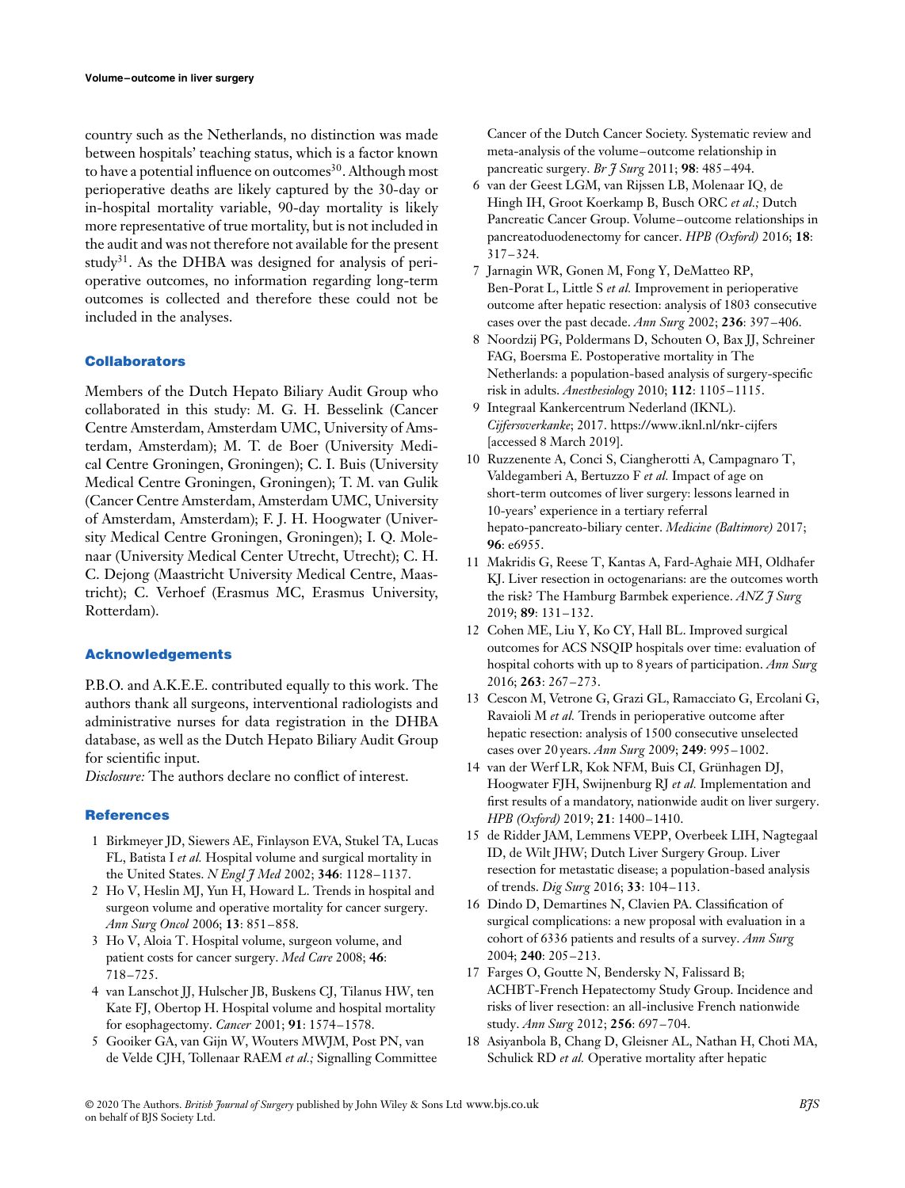country such as the Netherlands, no distinction was made between hospitals' teaching status, which is a factor known to have a potential influence on outcomes[30]. Although most perioperative deaths are likely captured by the 30-day or in-hospital mortality variable, 90-day mortality is likely more representative of true mortality, but is not included in the audit and was not therefore not available for the present study[31]. As the DHBA was designed for analysis of perioperative outcomes, no information regarding long-term outcomes is collected and therefore these could not be included in the analyses.

## Collaborators

Members of the Dutch Hepato Biliary Audit Group who collaborated in this study: M. G. H. Besselink (Cancer Centre Amsterdam, Amsterdam UMC, University of Amsterdam, Amsterdam); M. T. de Boer (University Medical Centre Groningen, Groningen); C. I. Buis (University Medical Centre Groningen, Groningen); T. M. van Gulik (Cancer Centre Amsterdam, Amsterdam UMC, University of Amsterdam, Amsterdam); F. J. H. Hoogwater (University Medical Centre Groningen, Groningen); I. Q. Molenaar (University Medical Center Utrecht, Utrecht); C. H. C. Dejong (Maastricht University Medical Centre, Maastricht); C. Verhoef (Erasmus MC, Erasmus University, Rotterdam).

## Acknowledgements

P.B.O. and A.K.E.E. contributed equally to this work. The authors thank all surgeons, interventional radiologists and administrative nurses for data registration in the DHBA database, as well as the Dutch Hepato Biliary Audit Group for scientific input.

*Disclosure:* The authors declare no conflict of interest.

## References

1. Birkmeyer JD, Siewers AE, Finlayson EVA, Stukel TA, Lucas FL, Batista I *et al.* Hospital volume and surgical mortality in the United States. *N Engl J Med* 2002; **346**: 1128–1137.
2. Ho V, Heslin MJ, Yun H, Howard L. Trends in hospital and surgeon volume and operative mortality for cancer surgery. *Ann Surg Oncol* 2006; **13**: 851–858.
3. Ho V, Aloia T. Hospital volume, surgeon volume, and patient costs for cancer surgery. *Med Care* 2008; **46**: 718–725.
4. van Lanschot JJ, Hulscher JB, Buskens CJ, Tilanus HW, ten Kate FJ, Obertop H. Hospital volume and hospital mortality for esophagectomy. *Cancer* 2001; **91**: 1574–1578.
5. Gooiker GA, van Gijn W, Wouters MWJM, Post PN, van de Velde CJH, Tollenaar RAEM *et al.;* Signalling Committee Cancer of the Dutch Cancer Society. Systematic review and meta-analysis of the volume–outcome relationship in pancreatic surgery. *Br J Surg* 2011; **98**: 485–494.
6. van der Geest LGM, van Rijssen LB, Molenaar IQ, de Hingh IH, Groot Koerkamp B, Busch ORC *et al.;* Dutch Pancreatic Cancer Group. Volume–outcome relationships in pancreatoduodenectomy for cancer. *HPB (Oxford)* 2016; **18**: 317–324.
7. Jarnagin WR, Gonen M, Fong Y, DeMatteo RP, Ben-Porat L, Little S *et al.* Improvement in perioperative outcome after hepatic resection: analysis of 1803 consecutive cases over the past decade. *Ann Surg* 2002; **236**: 397–406.
8. Noordzij PG, Poldermans D, Schouten O, Bax JJ, Schreiner FAG, Boersma E. Postoperative mortality in The Netherlands: a population-based analysis of surgery-specific risk in adults. *Anesthesiology* 2010; **112**: 1105–1115.
9. Integraal Kankercentrum Nederland (IKNL). *Cijfersoverkanke*; 2017. https://www.iknl.nl/nkr-cijfers [accessed 8 March 2019].
10. Ruzzenente A, Conci S, Ciangherotti A, Campagnaro T, Valdegamberi A, Bertuzzo F *et al.* Impact of age on short-term outcomes of liver surgery: lessons learned in 10-years' experience in a tertiary referral hepato-pancreato-biliary center. *Medicine (Baltimore)* 2017; **96**: e6955.
11. Makridis G, Reese T, Kantas A, Fard-Aghaie MH, Oldhafer KJ. Liver resection in octogenarians: are the outcomes worth the risk? The Hamburg Barmbek experience. *ANZ J Surg* 2019; **89**: 131–132.
12. Cohen ME, Liu Y, Ko CY, Hall BL. Improved surgical outcomes for ACS NSQIP hospitals over time: evaluation of hospital cohorts with up to 8 years of participation. *Ann Surg* 2016; **263**: 267–273.
13. Cescon M, Vetrone G, Grazi GL, Ramacciato G, Ercolani G, Ravaioli M *et al.* Trends in perioperative outcome after hepatic resection: analysis of 1500 consecutive unselected cases over 20 years. *Ann Surg* 2009; **249**: 995–1002.
14. van der Werf LR, Kok NFM, Buis CI, Grünhagen DJ, Hoogwater FJH, Swijnenburg RJ *et al.* Implementation and first results of a mandatory, nationwide audit on liver surgery. *HPB (Oxford)* 2019; **21**: 1400–1410.
15. de Ridder JAM, Lemmens VEPP, Overbeek LIH, Nagtegaal ID, de Wilt JHW; Dutch Liver Surgery Group. Liver resection for metastatic disease; a population-based analysis of trends. *Dig Surg* 2016; **33**: 104–113.
16. Dindo D, Demartines N, Clavien PA. Classification of surgical complications: a new proposal with evaluation in a cohort of 6336 patients and results of a survey. *Ann Surg* 2004; **240**: 205–213.
17. Farges O, Goutte N, Bendersky N, Falissard B; ACHBT-French Hepatectomy Study Group. Incidence and risks of liver resection: an all-inclusive French nationwide study. *Ann Surg* 2012; **256**: 697–704.
18. Asiyanbola B, Chang D, Gleisner AL, Nathan H, Choti MA, Schulick RD *et al.* Operative mortality after hepatic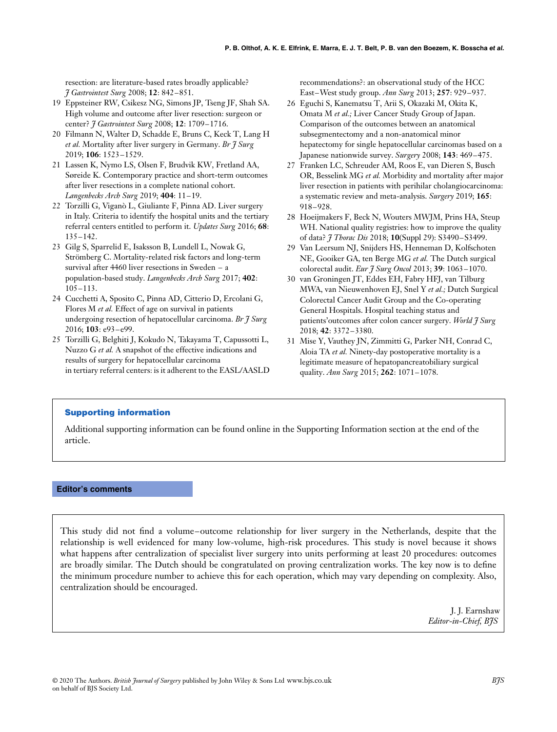resection: are literature-based rates broadly applicable? *J Gastrointest Surg* 2008; **12**: 842–851.

19 Eppsteiner RW, Csikesz NG, Simons JP, Tseng JF, Shah SA. High volume and outcome after liver resection: surgeon or center? *J Gastrointest Surg* 2008; **12**: 1709–1716.

20 Filmann N, Walter D, Schadde E, Bruns C, Keck T, Lang H *et al.* Mortality after liver surgery in Germany. *Br J Surg* 2019; **106**: 1523–1529.

21 Lassen K, Nymo LS, Olsen F, Brudvik KW, Fretland AA, Søreide K. Contemporary practice and short-term outcomes after liver resections in a complete national cohort. *Langenbecks Arch Surg* 2019; **404**: 11–19.

22 Torzilli G, Viganò L, Giuliante F, Pinna AD. Liver surgery in Italy. Criteria to identify the hospital units and the tertiary referral centers entitled to perform it. *Updates Surg* 2016; **68**: 135–142.

23 Gilg S, Sparrelid E, Isaksson B, Lundell L, Nowak G, Strömberg C. Mortality-related risk factors and long-term survival after 4460 liver resections in Sweden – a population-based study. *Langenbecks Arch Surg* 2017; **402**: 105–113.

24 Cucchetti A, Sposito C, Pinna AD, Citterio D, Ercolani G, Flores M *et al.* Effect of age on survival in patients undergoing resection of hepatocellular carcinoma. *Br J Surg* 2016; **103**: e93–e99.

25 Torzilli G, Belghiti J, Kokudo N, Takayama T, Capussotti L, Nuzzo G *et al.* A snapshot of the effective indications and results of surgery for hepatocellular carcinoma in tertiary referral centers: is it adherent to the EASL/AASLD recommendations?: an observational study of the HCC East–West study group. *Ann Surg* 2013; **257**: 929–937.

26 Eguchi S, Kanematsu T, Arii S, Okazaki M, Okita K, Omata M *et al.;* Liver Cancer Study Group of Japan. Comparison of the outcomes between an anatomical subsegmentectomy and a non-anatomical minor hepatectomy for single hepatocellular carcinomas based on a Japanese nationwide survey. *Surgery* 2008; **143**: 469–475.

27 Franken LC, Schreuder AM, Roos E, van Dieren S, Busch OR, Besselink MG *et al.* Morbidity and mortality after major liver resection in patients with perihilar cholangiocarcinoma: a systematic review and meta-analysis. *Surgery* 2019; **165**: 918–928.

28 Hoeijmakers F, Beck N, Wouters MWJM, Prins HA, Steup WH. National quality registries: how to improve the quality of data? *J Thorac Dis* 2018; **10**(Suppl 29): S3490–S3499.

29 Van Leersum NJ, Snijders HS, Henneman D, Kolfschoten NE, Gooiker GA, ten Berge MG *et al.* The Dutch surgical colorectal audit. *Eur J Surg Oncol* 2013; **39**: 1063–1070.

30 van Groningen JT, Eddes EH, Fabry HFJ, van Tilburg MWA, van Nieuwenhoven EJ, Snel Y *et al.;* Dutch Surgical Colorectal Cancer Audit Group and the Co-operating General Hospitals. Hospital teaching status and patients'outcomes after colon cancer surgery. *World J Surg* 2018; **42**: 3372–3380.

31 Mise Y, Vauthey JN, Zimmitti G, Parker NH, Conrad C, Aloia TA *et al.* Ninety-day postoperative mortality is a legitimate measure of hepatopancreatobiliary surgical quality. *Ann Surg* 2015; **262**: 1071–1078.

## Supporting information

Additional supporting information can be found online in the Supporting Information section at the end of the article.

## Editor's comments

This study did not find a volume–outcome relationship for liver surgery in the Netherlands, despite that the relationship is well evidenced for many low-volume, high-risk procedures. This study is novel because it shows what happens after centralization of specialist liver surgery into units performing at least 20 procedures: outcomes are broadly similar. The Dutch should be congratulated on proving centralization works. The key now is to define the minimum procedure number to achieve this for each operation, which may vary depending on complexity. Also, centralization should be encouraged.

J. J. Earnshaw
*Editor-in-Chief, BJS*